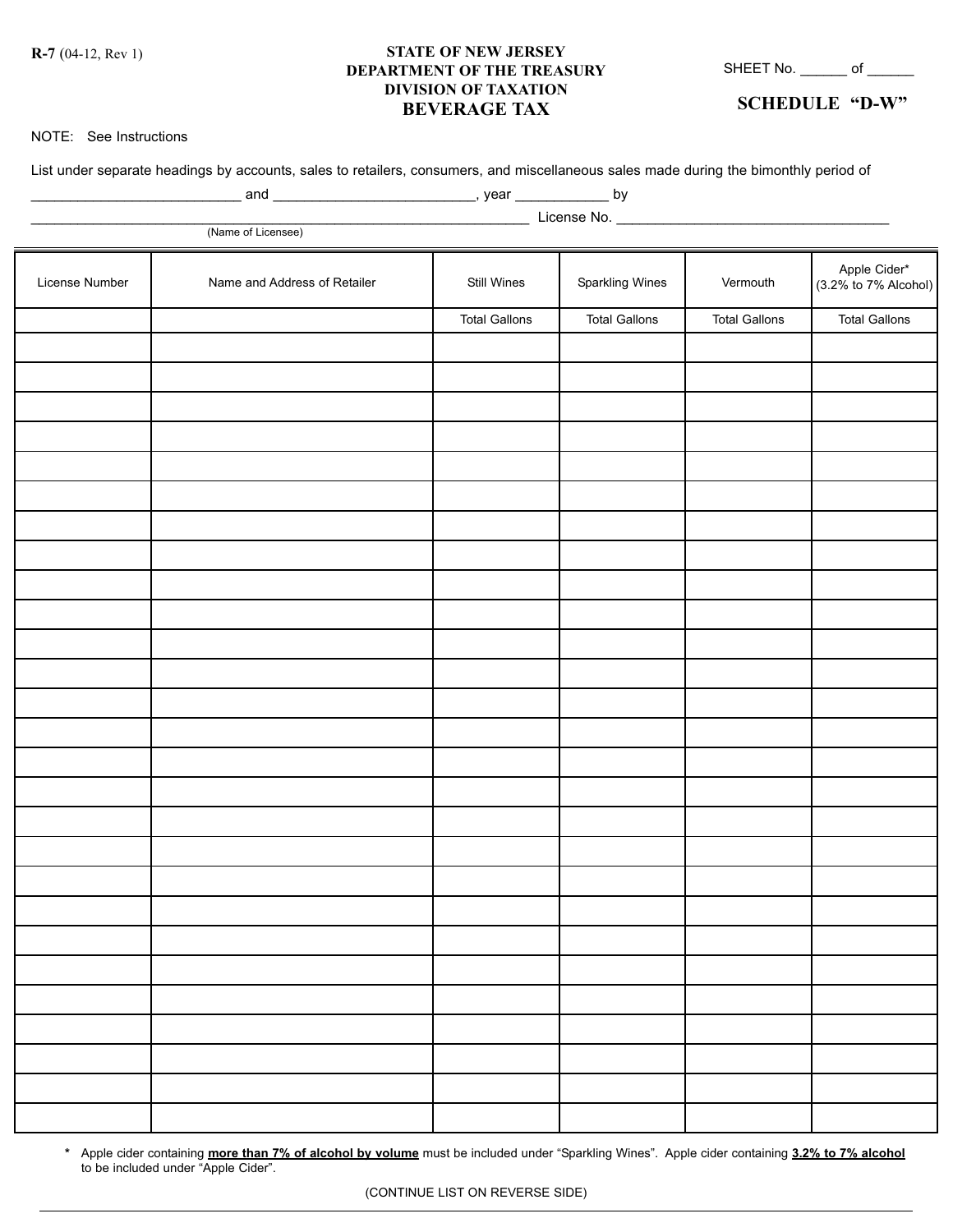R-7 (04-12, Rev 1)

**STATE OF NEW JERSEY**
**DEPARTMENT OF THE TREASURY**
**DIVISION OF TAXATION**
# BEVERAGE TAX

SHEET No. ______ of ______

## SCHEDULE "D-W"

NOTE: See Instructions

List under separate headings by accounts, sales to retailers, consumers, and miscellaneous sales made during the bimonthly period of

__________________________ and _________________________, year ___________ by

______________________________________________________________ License No. __________________________________
(Name of Licensee)

| License Number | Name and Address of Retailer | Still Wines | Sparkling Wines | Vermouth | Apple Cider* (3.2% to 7% Alcohol) |
|---|---|---|---|---|---|
| | | Total Gallons | Total Gallons | Total Gallons | Total Gallons |
| | | | | | |
| | | | | | |
| | | | | | |
| | | | | | |
| | | | | | |
| | | | | | |
| | | | | | |
| | | | | | |
| | | | | | |
| | | | | | |
| | | | | | |
| | | | | | |
| | | | | | |
| | | | | | |
| | | | | | |
| | | | | | |
| | | | | | |
| | | | | | |
| | | | | | |
| | | | | | |
| | | | | | |
| | | | | | |
| | | | | | |
| | | | | | |
| | | | | | |
| | | | | | |
| | | | | | |

* Apple cider containing **more than 7% of alcohol by volume** must be included under "Sparkling Wines". Apple cider containing **3.2% to 7% alcohol** to be included under "Apple Cider".

(CONTINUE LIST ON REVERSE SIDE)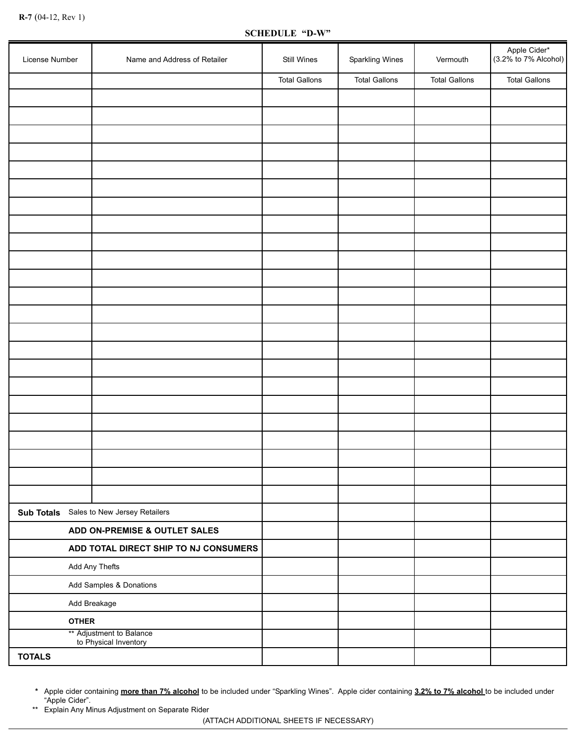R-7 (04-12, Rev 1)

## SCHEDULE "D-W"

| License Number | Name and Address of Retailer | Still Wines | Sparkling Wines | Vermouth | Apple Cider* (3.2% to 7% Alcohol) |
|---|---|---|---|---|---|
| | | Total Gallons | Total Gallons | Total Gallons | Total Gallons |
| | | | | | |
| | | | | | |
| | | | | | |
| | | | | | |
| | | | | | |
| | | | | | |
| | | | | | |
| | | | | | |
| | | | | | |
| | | | | | |
| | | | | | |
| | | | | | |
| | | | | | |
| | | | | | |
| | | | | | |
| | | | | | |
| | | | | | |
| | | | | | |
| | | | | | |
| | | | | | |
| | | | | | |
| | | | | | |
| | | | | | |
| **Sub Totals** | Sales to New Jersey Retailers | | | | |
| | **ADD ON-PREMISE & OUTLET SALES** | | | | |
| | **ADD TOTAL DIRECT SHIP TO NJ CONSUMERS** | | | | |
| | Add Any Thefts | | | | |
| | Add Samples & Donations | | | | |
| | Add Breakage | | | | |
| | **OTHER** | | | | |
| | ** Adjustment to Balance to Physical Inventory | | | | |
| **TOTALS** | | | | | |

\* Apple cider containing **more than 7% alcohol** to be included under "Sparkling Wines". Apple cider containing **3.2% to 7% alcohol** to be included under "Apple Cider".

** Explain Any Minus Adjustment on Separate Rider

(ATTACH ADDITIONAL SHEETS IF NECESSARY)